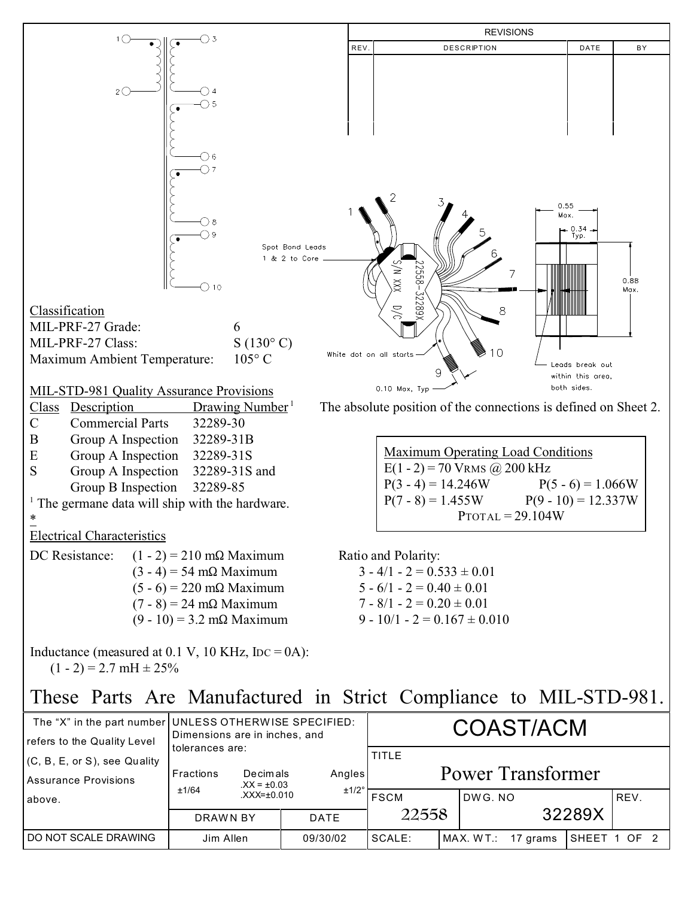| REV. | DESCRIPTION | DATE | BY |
|---|---|---|---|
| | | | |

Spot Bond Leads 1 & 2 to Core

White dot on all starts

0.10 Max, Typ

0.55 Max.

0.34 Typ.

0.88 Max.

Leads break out within this area, both sides.

The absolute position of the connections is defined on Sheet 2.

## Classification

| | |
|---|---|
| MIL-PRF-27 Grade: | 6 |
| MIL-PRF-27 Class: | S (130° C) |
| Maximum Ambient Temperature: | 105° C |

## MIL-STD-981 Quality Assurance Provisions

| Class | Description | Drawing Number[1] |
|---|---|---|
| C | Commercial Parts | 32289-30 |
| B | Group A Inspection | 32289-31B |
| E | Group A Inspection | 32289-31S |
| S | Group A Inspection<br>Group B Inspection | 32289-31S and<br>32289-85 |

[1] The germane data will ship with the hardware.

*

**Maximum Operating Load Conditions**

E(1 - 2) = 70 VRMS @ 200 kHz

P(3 - 4) = 14.246W P(5 - 6) = 1.066W

P(7 - 8) = 1.455W P(9 - 10) = 12.337W

PTOTAL = 29.104W

## Electrical Characteristics

DC Resistance:
- (1 - 2) = 210 mΩ Maximum
- (3 - 4) = 54 mΩ Maximum
- (5 - 6) = 220 mΩ Maximum
- (7 - 8) = 24 mΩ Maximum
- (9 - 10) = 3.2 mΩ Maximum

Ratio and Polarity:
- 3 - 4/1 - 2 = 0.533 ± 0.01
- 5 - 6/1 - 2 = 0.40 ± 0.01
- 7 - 8/1 - 2 = 0.20 ± 0.01
- 9 - 10/1 - 2 = 0.167 ± 0.010

Inductance (measured at 0.1 V, 10 KHz, IDC = 0A):
(1 - 2) = 2.7 mH ± 25%

# These Parts Are Manufactured in Strict Compliance to MIL-STD-981.

| The "X" in the part number refers to the Quality Level (C, B, E, or S), see Quality Assurance Provisions above. | UNLESS OTHERWISE SPECIFIED: Dimensions are in inches, and tolerances are: Fractions ±1/64; Decimals .XX = ±0.03, .XXX=±0.010; Angles ±1/2° | COAST/ACM | | |
|---|---|---|---|---|
| | | TITLE: Power Transformer | | |
| | DRAWN BY: Jim Allen / DATE: 09/30/02 | FSCM: 22558 | DWG. NO: 32289X | REV. |
| DO NOT SCALE DRAWING | | SCALE: | MAX. WT.: 17 grams | SHEET 1 OF 2 |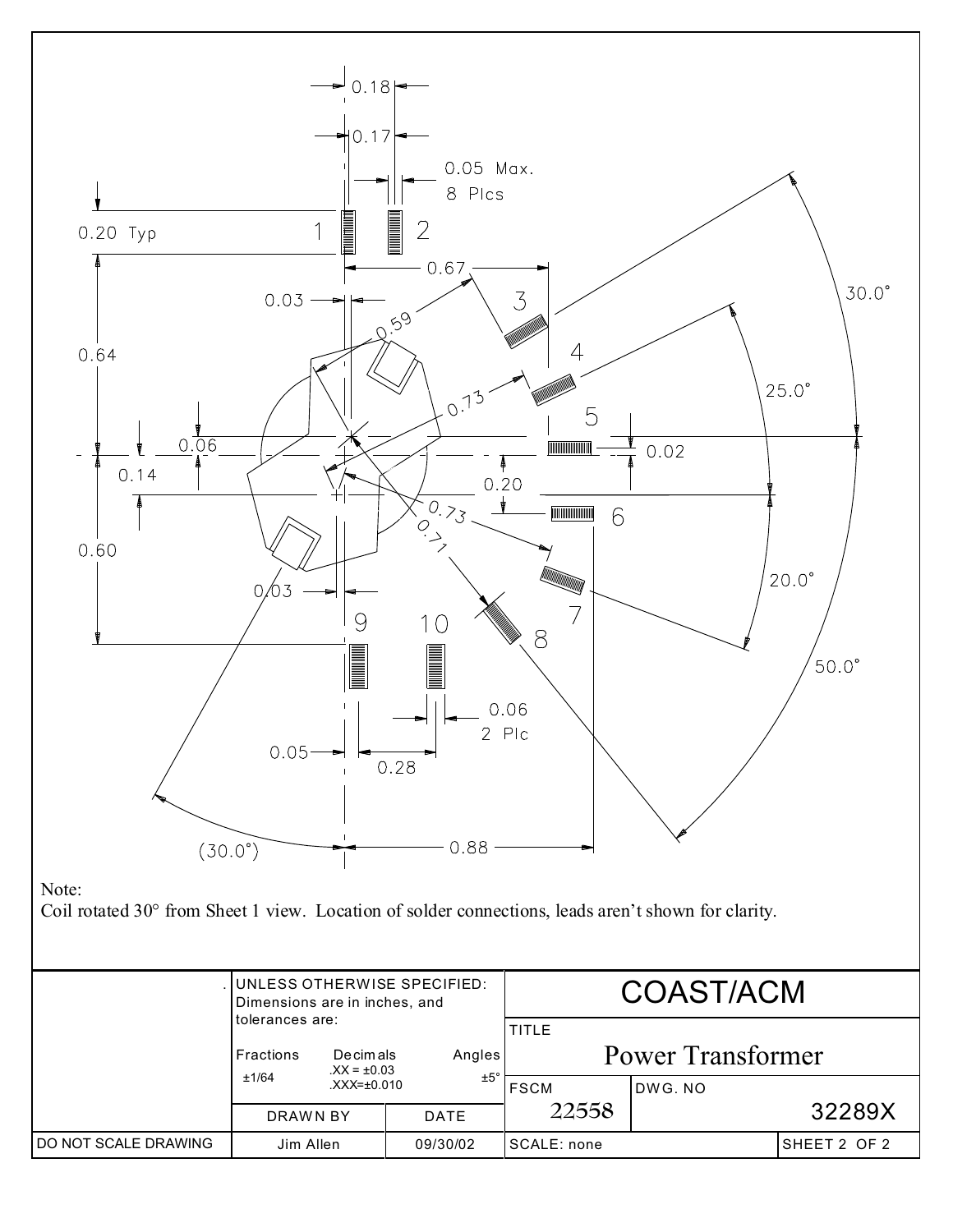0.18

0.17

0.05 Max.
8 Plcs

0.20 Typ

1

2

0.67

0.03

0.59

3

4

0.64

30.0°

25.0°

0.73

5

0.06

0.02

0.14

0.20

0.73

6

0.71

0.60

20.0°

7

0.03

9

10

8

50.0°

0.06
2 Plc

0.05

0.28

(30.0°)

0.88

Note:
Coil rotated 30° from Sheet 1 view. Location of solder connections, leads aren't shown for clarity.

| | | | | | | |
|---|---|---|---|---|---|---|
| | UNLESS OTHERWISE SPECIFIED: Dimensions are in inches, and tolerances are: | | | COAST/ACM | | |
| | Fractions ±1/64 | Decimals .XX = ±0.03 .XXX=±0.010 | Angles ±5° | TITLE Power Transformer | | |
| | DRAWN BY | | DATE | FSCM 22558 | DWG. NO | 32289X |
| DO NOT SCALE DRAWING | Jim Allen | | 09/30/02 | SCALE: none | | SHEET 2 OF 2 |